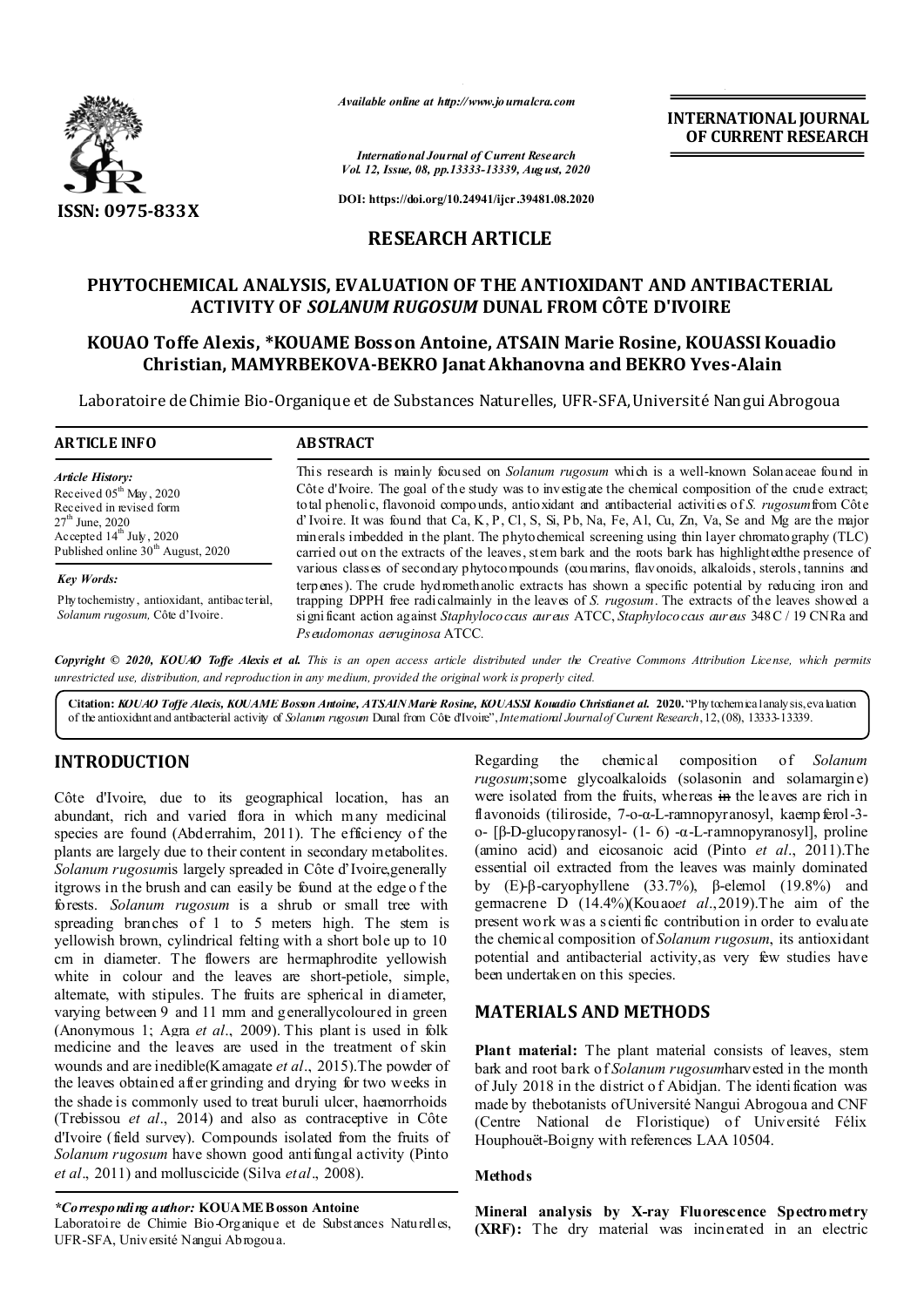ISSN: 0975-833X

*Available online at http://www.journalcra.com*

*International Journal of Current Research*
*Vol. 12, Issue, 08, pp.13333-13339, August, 2020*

**DOI: https://doi.org/10.24941/ijcr.39481.08.2020**

**INTERNATIONAL JOURNAL OF CURRENT RESEARCH**

## RESEARCH ARTICLE

# PHYTOCHEMICAL ANALYSIS, EVALUATION OF THE ANTIOXIDANT AND ANTIBACTERIAL ACTIVITY OF *SOLANUM RUGOSUM* DUNAL FROM CÔTE D'IVOIRE

**KOUAO Toffe Alexis, \*KOUAME Bosson Antoine, ATSAIN Marie Rosine, KOUASSI Kouadio Christian, MAMYRBEKOVA-BEKRO Janat Akhanovna and BEKRO Yves-Alain**

Laboratoire de Chimie Bio-Organique et de Substances Naturelles, UFR-SFA, Université Nangui Abrogoua

**ARTICLE INFO**

*Article History:*
Received 05th May, 2020
Received in revised form 27th June, 2020
Accepted 14th July, 2020
Published online 30th August, 2020

*Key Words:*
Phytochemistry, antioxidant, antibacterial, *Solanum rugosum*, Côte d'Ivoire.

**ABSTRACT**

This research is mainly focused on *Solanum rugosum* which is a well-known Solanaceae found in Côte d'Ivoire. The goal of the study was to investigate the chemical composition of the crude extract; total phenolic, flavonoid compounds, antioxidant and antibacterial activities of *S. rugosum* from Côte d'Ivoire. It was found that Ca, K, P, Cl, S, Si, Pb, Na, Fe, Al, Cu, Zn, Va, Se and Mg are the major minerals imbedded in the plant. The phytochemical screening using thin layer chromatography (TLC) carried out on the extracts of the leaves, stem bark and the roots bark has highlightedthe presence of various classes of secondary phytocompounds (coumarins, flavonoids, alkaloids, sterols, tannins and terpenes). The crude hydromethanolic extracts has shown a specific potential by reducing iron and trapping DPPH free radicalmainly in the leaves of *S. rugosum*. The extracts of the leaves showed a significant action against *Staphylococcus aureus* ATCC, *Staphylococcus aureus* 348C / 19 CNRa and *Pseudomonas aeruginosa* ATCC.

*Copyright © 2020, KOUAO Toffe Alexis et al. This is an open access article distributed under the Creative Commons Attribution License, which permits unrestricted use, distribution, and reproduction in any medium, provided the original work is properly cited.*

**Citation:** *KOUAO Toffe Alexis, KOUAME Bosson Antoine, ATSAIN Marie Rosine, KOUASSI Kouadio Christianet al.* **2020.** "Phytochemical analysis, evaluation of the antioxidant and antibacterial activity of *Solanum rugosum* Dunal from Côte d'Ivoire", *International Journal of Current Research*, 12, (08), 13333-13339.

## INTRODUCTION

Côte d'Ivoire, due to its geographical location, has an abundant, rich and varied flora in which many medicinal species are found (Abderrahim, 2011). The efficiency of the plants are largely due to their content in secondary metabolites. *Solanum rugosum*is largely spreaded in Côte d'Ivoire,generally itgrows in the brush and can easily be found at the edge of the forests. *Solanum rugosum* is a shrub or small tree with spreading branches of 1 to 5 meters high. The stem is yellowish brown, cylindrical felting with a short bole up to 10 cm in diameter. The flowers are hermaphrodite yellowish white in colour and the leaves are short-petiole, simple, alternate, with stipules. The fruits are spherical in diameter, varying between 9 and 11 mm and generallycoloured in green (Anonymous 1; Agra *et al*., 2009). This plant is used in folk medicine and the leaves are used in the treatment of skin wounds and are inedible(Kamagate *et al*., 2015).The powder of the leaves obtained after grinding and drying for two weeks in the shade is commonly used to treat buruli ulcer, haemorrhoids (Trebissou *et al*., 2014) and also as contraceptive in Côte d'Ivoire (field survey). Compounds isolated from the fruits of *Solanum rugosum* have shown good antifungal activity (Pinto *et al*., 2011) and molluscicide (Silva *et al*., 2008).

Regarding the chemical composition of *Solanum rugosum*;some glycoalkaloids (solasonin and solamargine) were isolated from the fruits, whereas ~~in~~ the leaves are rich in flavonoids (tiliroside, 7-o-α-L-ramnopyranosyl, kaempferol-3-o- [β-D-glucopyranosyl- (1- 6) -α-L-ramnopyranosyl], proline (amino acid) and eicosanoic acid (Pinto *et al*., 2011).The essential oil extracted from the leaves was mainly dominated by (E)-β-caryophyllene (33.7%), β-elemol (19.8%) and germacrene D (14.4%)(Kouao*et al*.,2019).The aim of the present work was a scientific contribution in order to evaluate the chemical composition of *Solanum rugosum*, its antioxidant potential and antibacterial activity,as very few studies have been undertaken on this species.

## MATERIALS AND METHODS

**Plant material:** The plant material consists of leaves, stem bark and root bark of *Solanum rugosum*harvested in the month of July 2018 in the district of Abidjan. The identification was made by thebotanists of Université Nangui Abrogoua and CNF (Centre National de Floristique) of Université Félix Houphouët-Boigny with references LAA 10504.

### Methods

**Mineral analysis by X-ray Fluorescence Spectrometry (XRF):** The dry material was incinerated in an electric

*\*Corresponding author:* **KOUAME Bosson Antoine**
Laboratoire de Chimie Bio-Organique et de Substances Naturelles, UFR-SFA, Université Nangui Abrogoua.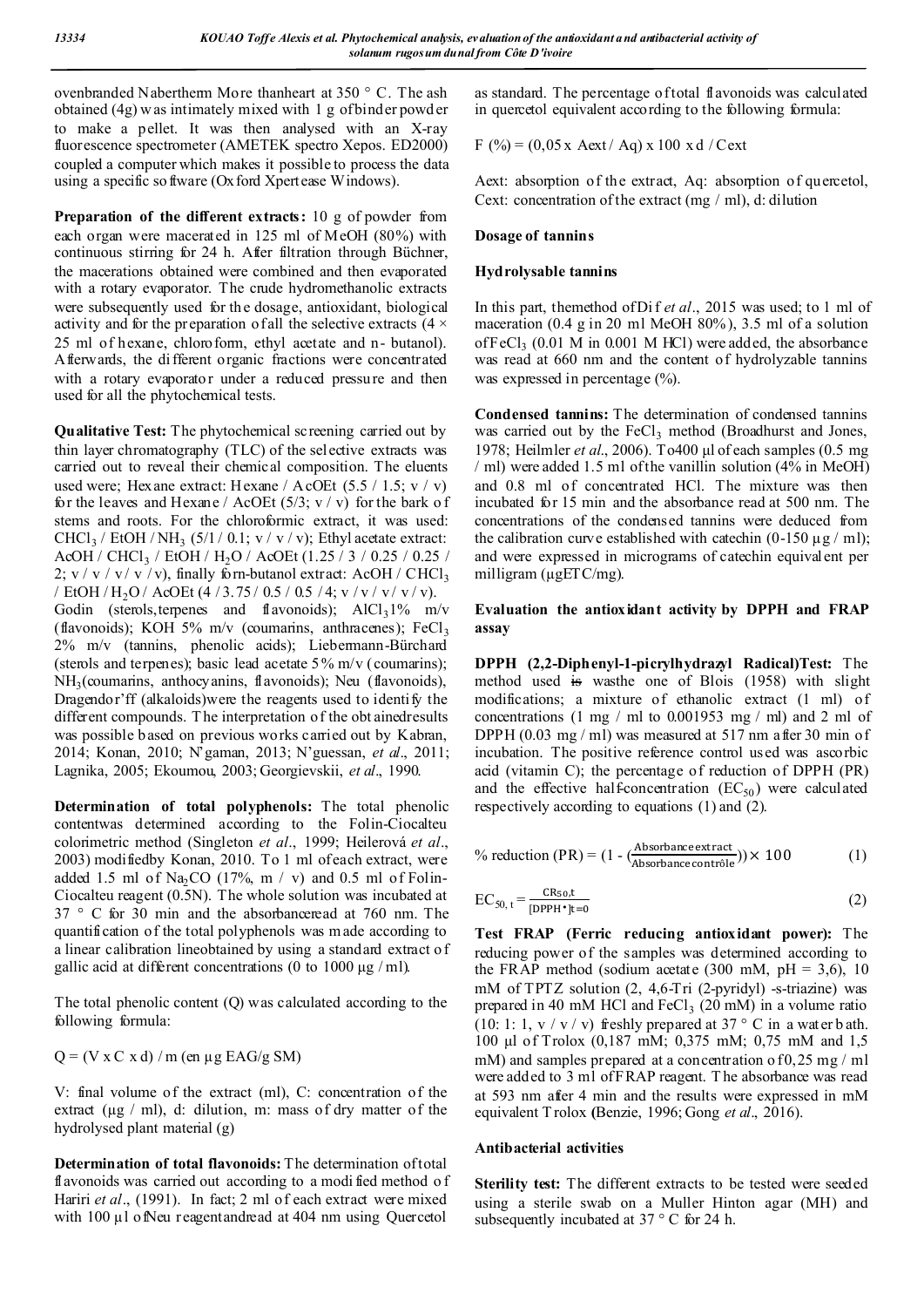ovenbranded Nabertherm More thanheart at 350 ° C. The ash obtained (4g) was intimately mixed with 1 g of binder powder to make a pellet. It was then analysed with an X-ray fluorescence spectrometer (AMETEK spectro Xepos. ED2000) coupled a computer which makes it possible to process the data using a specific software (Oxford Xpertease Windows).

**Preparation of the different extracts:** 10 g of powder from each organ were macerated in 125 ml of MeOH (80%) with continuous stirring for 24 h. After filtration through Büchner, the macerations obtained were combined and then evaporated with a rotary evaporator. The crude hydromethanolic extracts were subsequently used for the dosage, antioxidant, biological activity and for the preparation of all the selective extracts (4 × 25 ml of hexane, chloroform, ethyl acetate and n- butanol). Afterwards, the different organic fractions were concentrated with a rotary evaporator under a reduced pressure and then used for all the phytochemical tests.

**Qualitative Test:** The phytochemical screening carried out by thin layer chromatography (TLC) of the selective extracts was carried out to reveal their chemical composition. The eluents used were; Hexane extract: Hexane / AcOEt (5.5 / 1.5; v / v) for the leaves and Hexane / AcOEt (5/3; v / v) for the bark of stems and roots. For the chloroformic extract, it was used: $CHCl_3$ / EtOH / $NH_3$ (5/1 / 0.1; v / v / v); Ethyl acetate extract: AcOH / $CHCl_3$ / EtOH / $H_2O$ / AcOEt (1.25 / 3 / 0.25 / 0.25 / 2; v / v / v / v /v), finally forn-butanol extract: AcOH / $CHCl_3$ / EtOH / $H_2O$ / AcOEt (4 / 3.75 / 0.5 / 0.5 /4; v / v / v / v / v). Godin (sterols,terpenes and flavonoids); $AlCl_3$ 1% m/v (flavonoids); KOH 5% m/v (coumarins, anthracenes); $FeCl_3$ 2% m/v (tannins, phenolic acids); Liebermann-Bürchard (sterols and terpenes); basic lead acetate 5% m/v (coumarins); $NH_3$(coumarins, anthocyanins, flavonoids); Neu (flavonoids), Dragendor'ff (alkaloids)were the reagents used to identify the different compounds. The interpretation of the obtainedresults was possible based on previous works carried out by Kabran, 2014; Konan, 2010; N'gaman, 2013; N'guessan, *et al*., 2011; Lagnika, 2005; Ekoumou, 2003; Georgievskii, *et al*., 1990.

**Determination of total polyphenols:** The total phenolic contentwas determined according to the Folin-Ciocalteu colorimetric method (Singleton *et al*., 1999; Heilerová *et al*., 2003) modifiedby Konan, 2010. To 1 ml of each extract, were added 1.5 ml of $Na_2CO$ (17%, m / v) and 0.5 ml of Folin-Ciocalteu reagent (0.5N). The whole solution was incubated at 37 ° C for 30 min and the absorbanceread at 760 nm. The quantification of the total polyphenols was made according to a linear calibration lineobtained by using a standard extract of gallic acid at different concentrations (0 to 1000 µg / ml).

The total phenolic content (Q) was calculated according to the following formula:

$Q = (V \times C \times d) / m$ (en µg EAG/g SM)

V: final volume of the extract (ml), C: concentration of the extract (µg / ml), d: dilution, m: mass of dry matter of the hydrolysed plant material (g)

**Determination of total flavonoids:** The determination of total flavonoids was carried out according to a modified method of Hariri *et al*., (1991). In fact; 2 ml of each extract were mixed with 100 µl ofNeu reagentandread at 404 nm using Quercetol as standard. The percentage of total flavonoids was calculated in quercetol equivalent according to the following formula:

$F\ (\%) = (0{,}05 \times Aext / Aq) \times 100 \times d / Cext$

Aext: absorption of the extract, Aq: absorption of quercetol, Cext: concentration of the extract (mg / ml), d: dilution

**Dosage of tannins**

**Hydrolysable tannins**

In this part, themethod of Dif *et al*., 2015 was used; to 1 ml of maceration (0.4 g in 20 ml MeOH 80%), 3.5 ml of a solution of $FeCl_3$ (0.01 M in 0.001 M HCl) were added, the absorbance was read at 660 nm and the content of hydrolyzable tannins was expressed in percentage (%).

**Condensed tannins:** The determination of condensed tannins was carried out by the $FeCl_3$ method (Broadhurst and Jones, 1978; Heilmler *et al*., 2006). To400 µl of each samples (0.5 mg / ml) were added 1.5 ml of the vanillin solution (4% in MeOH) and 0.8 ml of concentrated HCl. The mixture was then incubated for 15 min and the absorbance read at 500 nm. The concentrations of the condensed tannins were deduced from the calibration curve established with catechin (0-150 µg / ml); and were expressed in micrograms of catechin equivalent per milligram (µgETC/mg).

**Evaluation the antioxidant activity by DPPH and FRAP assay**

**DPPH (2,2-Diphenyl-1-picrylhydrazyl Radical)Test:** The method used ~~is~~ wasthe one of Blois (1958) with slight modifications; a mixture of ethanolic extract (1 ml) of concentrations (1 mg / ml to 0.001953 mg / ml) and 2 ml of DPPH (0.03 mg / ml) was measured at 517 nm after 30 min of incubation. The positive reference control used was ascorbic acid (vitamin C); the percentage of reduction of DPPH (PR) and the effective halfconcentration ($EC_{50}$) were calculated respectively according to equations (1) and (2).

$$\%\ \text{reduction (PR)} = \left(1 - \left(\frac{\text{Absorbance extract}}{\text{Absorbance contrôle}}\right)\right) \times 100 \tag{1}$$

$$EC_{50,\,t} = \frac{CR_{50,t}}{[DPPH^{\bullet}]_{t=0}} \tag{2}$$

**Test FRAP (Ferric reducing antioxidant power):** The reducing power of the samples was determined according to the FRAP method (sodium acetate (300 mM, pH = 3,6), 10 mM of TPTZ solution (2, 4,6-Tri (2-pyridyl) -s-triazine) was prepared in 40 mM HCl and $FeCl_3$ (20 mM) in a volume ratio (10: 1: 1, v / v / v) freshly prepared at 37 ° C in a water bath. 100 µl of Trolox (0,187 mM; 0,375 mM; 0,75 mM and 1,5 mM) and samples prepared at a concentration of 0,25 mg / ml were added to 3 ml of FRAP reagent. The absorbance was read at 593 nm after 4 min and the results were expressed in mM equivalent Trolox (Benzie, 1996; Gong *et al*., 2016).

**Antibacterial activities**

**Sterility test:** The different extracts to be tested were seeded using a sterile swab on a Muller Hinton agar (MH) and subsequently incubated at 37 ° C for 24 h.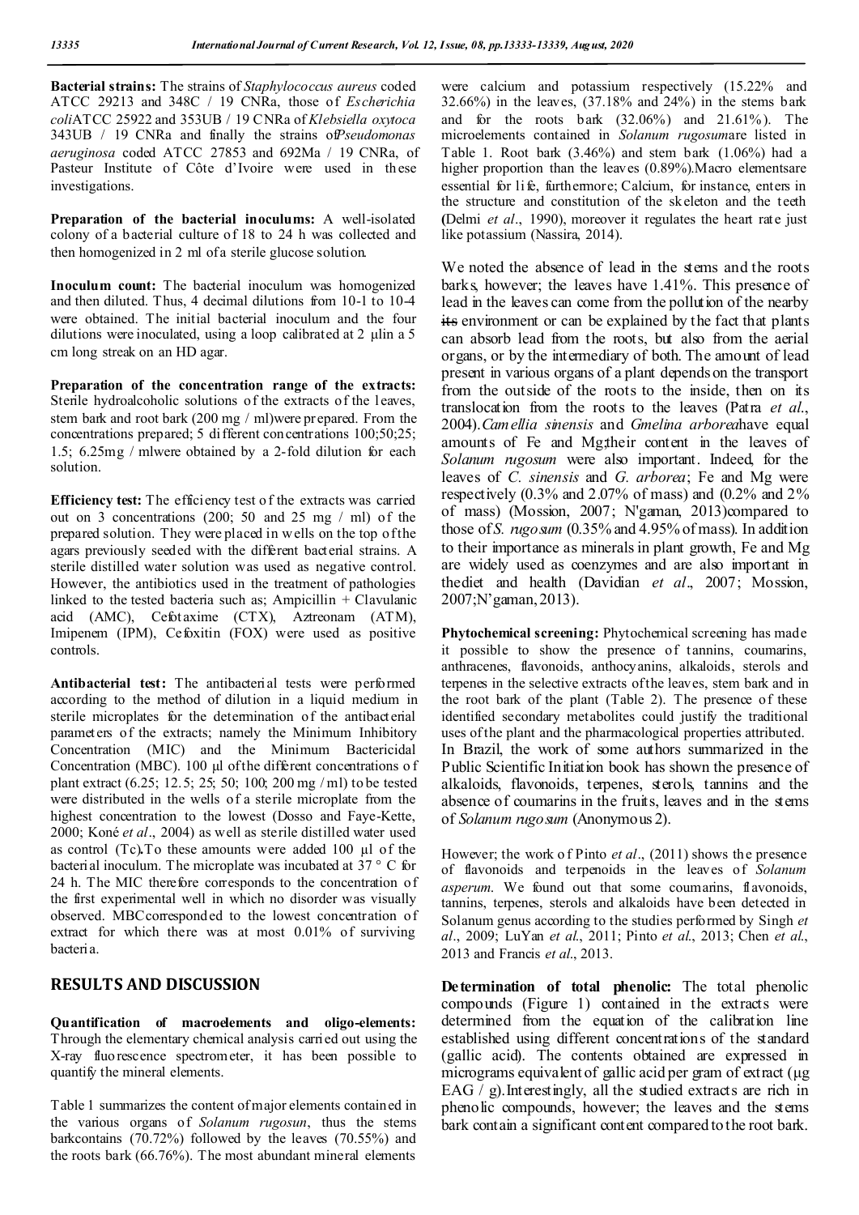**Bacterial strains:** The strains of *Staphylococcus aureus* coded ATCC 29213 and 348C / 19 CNRa, those of *Escherichia coli*ATCC 25922 and 353UB / 19 CNRa of *Klebsiella oxytoca* 343UB / 19 CNRa and finally the strains of*Pseudomonas aeruginosa* coded ATCC 27853 and 692Ma / 19 CNRa, of Pasteur Institute of Côte d'Ivoire were used in these investigations.

**Preparation of the bacterial inoculums:** A well-isolated colony of a bacterial culture of 18 to 24 h was collected and then homogenized in 2 ml of a sterile glucose solution.

**Inoculum count:** The bacterial inoculum was homogenized and then diluted. Thus, 4 decimal dilutions from 10-1 to 10-4 were obtained. The initial bacterial inoculum and the four dilutions were inoculated, using a loop calibrated at 2 µlin a 5 cm long streak on an HD agar.

**Preparation of the concentration range of the extracts:** Sterile hydroalcoholic solutions of the extracts of the leaves, stem bark and root bark (200 mg / ml)were prepared. From the concentrations prepared; 5 different concentrations 100;50;25; 1.5; 6.25mg / mlwere obtained by a 2-fold dilution for each solution.

**Efficiency test:** The efficiency test of the extracts was carried out on 3 concentrations (200; 50 and 25 mg / ml) of the prepared solution. They were placed in wells on the top of the agars previously seeded with the different bacterial strains. A sterile distilled water solution was used as negative control. However, the antibiotics used in the treatment of pathologies linked to the tested bacteria such as; Ampicillin + Clavulanic acid (AMC), Cefotaxime (CTX), Aztreonam (ATM), Imipenem (IPM), Cefoxitin (FOX) were used as positive controls.

**Antibacterial test:** The antibacterial tests were performed according to the method of dilution in a liquid medium in sterile microplates for the determination of the antibacterial parameters of the extracts; namely the Minimum Inhibitory Concentration (MIC) and the Minimum Bactericidal Concentration (MBC). 100 µl of the different concentrations of plant extract (6.25; 12.5; 25; 50; 100; 200 mg / ml) to be tested were distributed in the wells of a sterile microplate from the highest concentration to the lowest (Dosso and Faye-Kette, 2000; Koné *et al*., 2004) as well as sterile distilled water used as control (Tc)**.** To these amounts were added 100 µl of the bacterial inoculum. The microplate was incubated at 37 ° C for 24 h. The MIC therefore corresponds to the concentration of the first experimental well in which no disorder was visually observed. MBCcorresponded to the lowest concentration of extract for which there was at most 0.01% of surviving bacteria.

## RESULTS AND DISCUSSION

**Quantification of macroelements and oligo-elements:** Through the elementary chemical analysis carried out using the X-ray fluorescence spectrometer, it has been possible to quantify the mineral elements.

Table 1 summarizes the content of major elements contained in the various organs of *Solanum rugosun*, thus the stems barkcontains (70.72%) followed by the leaves (70.55%) and the roots bark (66.76%). The most abundant mineral elements were calcium and potassium respectively (15.22% and 32.66%) in the leaves, (37.18% and 24%) in the stems bark and for the roots bark (32.06%) and 21.61%). The microelements contained in *Solanum rugosum*are listed in Table 1. Root bark (3.46%) and stem bark (1.06%) had a higher proportion than the leaves (0.89%).Macro elementsare essential for life, furthermore; Calcium, for instance, enters in the structure and constitution of the skeleton and the teeth (Delmi *et al*., 1990), moreover it regulates the heart rate just like potassium (Nassira, 2014).

We noted the absence of lead in the stems and the roots barks, however; the leaves have 1.41%. This presence of lead in the leaves can come from the pollution of the nearby ~~its~~ environment or can be explained by the fact that plants can absorb lead from the roots, but also from the aerial organs, or by the intermediary of both. The amount of lead present in various organs of a plant depends on the transport from the outside of the roots to the inside, then on its translocation from the roots to the leaves (Patra *et al*., 2004).*Camellia sinensis* and *Gmelina arborea*have equal amounts of Fe and Mg;their content in the leaves of *Solanum rugosum* were also important. Indeed, for the leaves of *C. sinensis* and *G. arborea*; Fe and Mg were respectively (0.3% and 2.07% of mass) and (0.2% and 2% of mass) (Mossion, 2007; N'gaman, 2013)compared to those of *S. rugosum* (0.35% and 4.95% of mass). In addition to their importance as minerals in plant growth, Fe and Mg are widely used as coenzymes and are also important in thediet and health (Davidian *et al*., 2007; Mossion, 2007;N'gaman, 2013).

**Phytochemical screening:** Phytochemical screening has made it possible to show the presence of tannins, coumarins, anthracenes, flavonoids, anthocyanins, alkaloids, sterols and terpenes in the selective extracts of the leaves, stem bark and in the root bark of the plant (Table 2). The presence of these identified secondary metabolites could justify the traditional uses of the plant and the pharmacological properties attributed. In Brazil, the work of some authors summarized in the Public Scientific Initiation book has shown the presence of alkaloids, flavonoids, terpenes, sterols, tannins and the absence of coumarins in the fruits, leaves and in the stems of *Solanum rugosum* (Anonymous 2).

However; the work of Pinto *et al*., (2011) shows the presence of flavonoids and terpenoids in the leaves of *Solanum asperum*. We found out that some coumarins, flavonoids, tannins, terpenes, sterols and alkaloids have been detected in Solanum genus according to the studies performed by Singh *et al*., 2009; LuYan *et al*., 2011; Pinto *et al*., 2013; Chen *et al*., 2013 and Francis *et al*., 2013.

**Determination of total phenolic:** The total phenolic compounds (Figure 1) contained in the extracts were determined from the equation of the calibration line established using different concentrations of the standard (gallic acid). The contents obtained are expressed in micrograms equivalent of gallic acid per gram of extract (µg EAG / g).Interestingly, all the studied extracts are rich in phenolic compounds, however; the leaves and the stems bark contain a significant content compared to the root bark.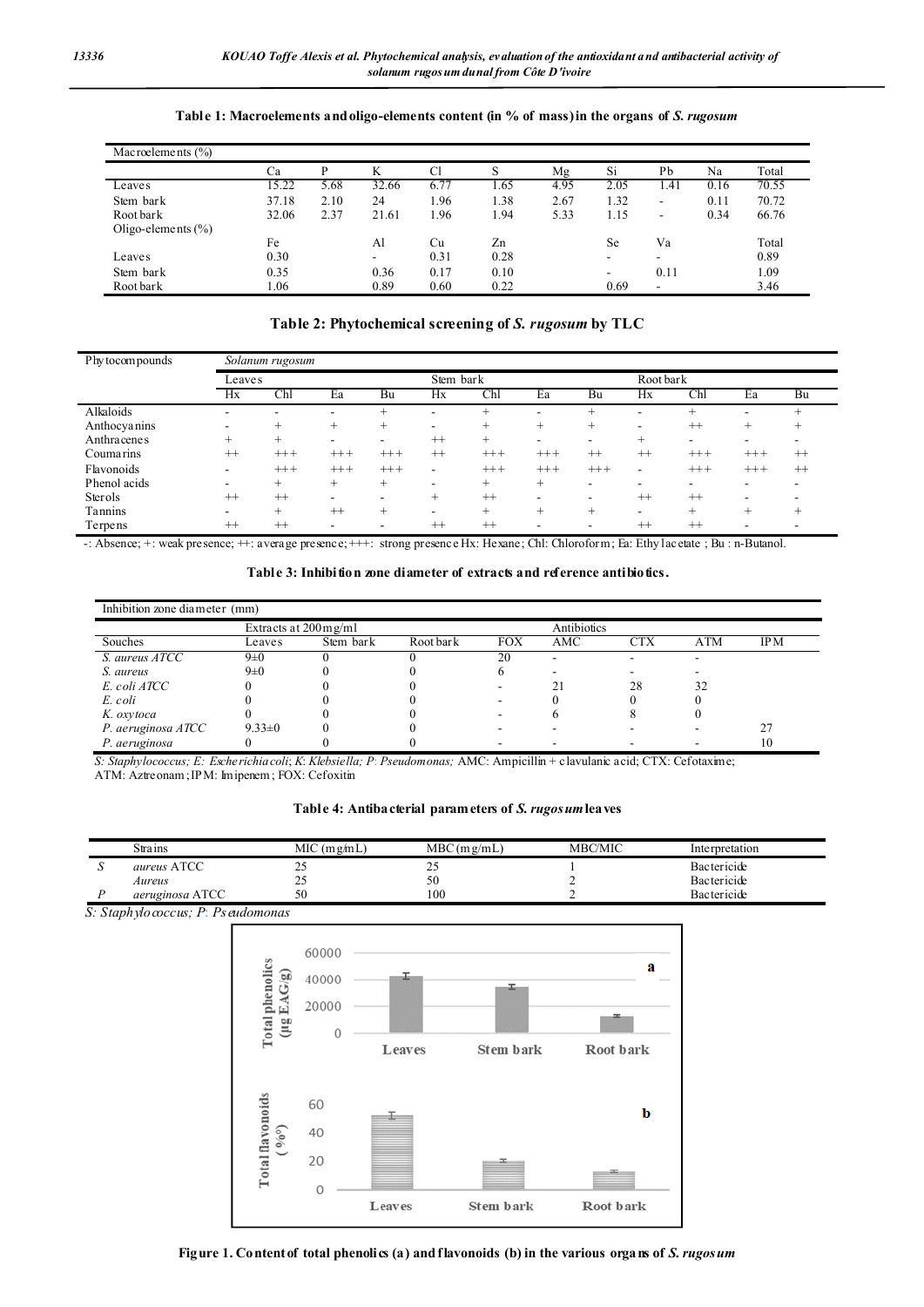**Table 1: Macroelements and oligo-elements content (in % of mass) in the organs of *S. rugosum***

| Macroelements (%) | | | | | | | | | | |
|---|---|---|---|---|---|---|---|---|---|---|
| | Ca | P | K | Cl | S | Mg | Si | Pb | Na | Total |
| Leaves | 15.22 | 5.68 | 32.66 | 6.77 | 1.65 | 4.95 | 2.05 | 1.41 | 0.16 | 70.55 |
| Stem bark | 37.18 | 2.10 | 24 | 1.96 | 1.38 | 2.67 | 1.32 | - | 0.11 | 70.72 |
| Root bark | 32.06 | 2.37 | 21.61 | 1.96 | 1.94 | 5.33 | 1.15 | - | 0.34 | 66.76 |
| Oligo-elements (%) | | | | | | | | | | |
| | Fe | | Al | Cu | Zn | | Se | Va | | Total |
| Leaves | 0.30 | | - | 0.31 | 0.28 | | - | - | | 0.89 |
| Stem bark | 0.35 | | 0.36 | 0.17 | 0.10 | | - | 0.11 | | 1.09 |
| Root bark | 1.06 | | 0.89 | 0.60 | 0.22 | | 0.69 | - | | 3.46 |

**Table 2: Phytochemical screening of *S. rugosum* by TLC**

| Phytocompounds | *Solanum rugosum* | | | | | | | | | | | |
|---|---|---|---|---|---|---|---|---|---|---|---|---|
| | Leaves | | | | Stem bark | | | | Root bark | | | |
| | Hx | Chl | Ea | Bu | Hx | Chl | Ea | Bu | Hx | Chl | Ea | Bu |
| Alkaloids | - | - | - | + | - | + | - | + | - | + | - | + |
| Anthocyanins | - | + | + | + | - | + | + | + | - | ++ | + | + |
| Anthracenes | + | + | - | - | ++ | + | - | - | + | - | - | - |
| Coumarins | ++ | +++ | +++ | +++ | ++ | +++ | +++ | ++ | ++ | +++ | +++ | ++ |
| Flavonoids | - | +++ | +++ | +++ | - | +++ | +++ | +++ | - | +++ | +++ | ++ |
| Phenol acids | - | + | + | + | - | + | + | - | - | - | - | - |
| Sterols | ++ | ++ | - | - | + | ++ | - | - | ++ | ++ | - | - |
| Tannins | - | + | ++ | + | - | + | + | + | - | + | + | + |
| Terpens | ++ | ++ | - | - | ++ | ++ | - | - | ++ | ++ | - | - |

-: Absence; +: weak presence; ++: average presence; +++: strong presence Hx: Hexane; Chl: Chloroform; Ea: Ethyl acetate ; Bu : n-Butanol.

**Table 3: Inhibition zone diameter of extracts and reference antibiotics.**

| Inhibition zone diameter (mm) | | | | | | | | |
|---|---|---|---|---|---|---|---|---|
| | Extracts at 200mg/ml | | | Antibiotics | | | | |
| Souches | Leaves | Stem bark | Root bark | FOX | AMC | CTX | ATM | IPM |
| *S. aureus ATCC* | 9±0 | 0 | 0 | 20 | - | - | - | |
| *S. aureus* | 9±0 | 0 | 0 | 6 | - | - | - | |
| *E. coli ATCC* | 0 | 0 | 0 | - | 21 | 28 | 32 | |
| *E. coli* | 0 | 0 | 0 | - | 0 | 0 | 0 | |
| *K. oxytoca* | 0 | 0 | 0 | - | 6 | 8 | 0 | |
| *P. aeruginosa ATCC* | 9.33±0 | 0 | 0 | - | - | - | - | 27 |
| *P. aeruginosa* | 0 | 0 | 0 | - | - | - | - | 10 |

*S: Staphylococcus; E: Escherichia coli; K: Klebsiella; P: Pseudomonas;* AMC: Ampicillin + clavulanic acid; CTX: Cefotaxime; ATM: Aztreonam; IPM: Imipenem; FOX: Cefoxitin

**Table 4: Antibacterial parameters of *S. rugosum* leaves**

| Strains | | MIC (mg/mL) | MBC (mg/mL) | MBC/MIC | Interpretation |
|---|---|---|---|---|---|
| *S* | *aureus* ATCC | 25 | 25 | 1 | Bactericide |
| | *Aureus* | 25 | 50 | 2 | Bactericide |
| *P* | *aeruginosa* ATCC | 50 | 100 | 2 | Bactericide |

*S: Staphylococcus; P: Pseudomonas*

**Figure 1. Content of total phenolics (a) and flavonoids (b) in the various organs of *S. rugosum***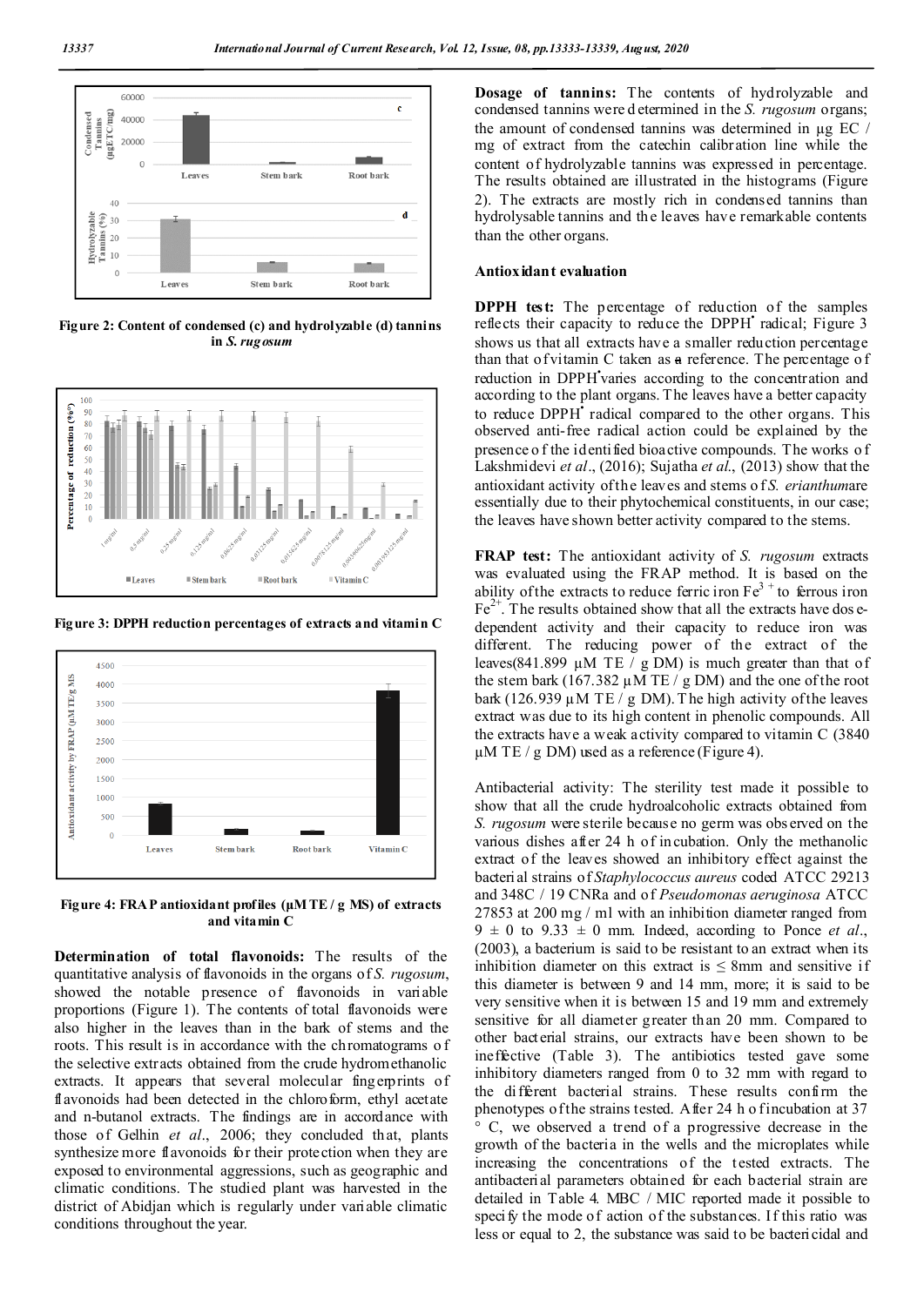Figure 2: Content of condensed (c) and hydrolyzable (d) tannins in *S. rugosum*

Figure 3: DPPH reduction percentages of extracts and vitamin C

Figure 4: FRAP antioxidant profiles (µM TE / g MS) of extracts and vitamin C

**Determination of total flavonoids:** The results of the quantitative analysis of flavonoids in the organs of *S. rugosum*, showed the notable presence of flavonoids in variable proportions (Figure 1). The contents of total flavonoids were also higher in the leaves than in the bark of stems and the roots. This result is in accordance with the chromatograms of the selective extracts obtained from the crude hydromethanolic extracts. It appears that several molecular fingerprints of flavonoids had been detected in the chloroform, ethyl acetate and n-butanol extracts. The findings are in accordance with those of Gelhin *et al*., 2006; they concluded that, plants synthesize more flavonoids for their protection when they are exposed to environmental aggressions, such as geographic and climatic conditions. The studied plant was harvested in the district of Abidjan which is regularly under variable climatic conditions throughout the year.

**Dosage of tannins:** The contents of hydrolyzable and condensed tannins were determined in the *S. rugosum* organs; the amount of condensed tannins was determined in µg EC / mg of extract from the catechin calibration line while the content of hydrolyzable tannins was expressed in percentage. The results obtained are illustrated in the histograms (Figure 2). The extracts are mostly rich in condensed tannins than hydrolysable tannins and the leaves have remarkable contents than the other organs.

**Antioxidant evaluation**

**DPPH test:** The percentage of reduction of the samples reflects their capacity to reduce the DPPH$^{\bullet}$ radical; Figure 3 shows us that all extracts have a smaller reduction percentage than that of vitamin C taken as a reference. The percentage of reduction in DPPH$^{\bullet}$varies according to the concentration and according to the plant organs. The leaves have a better capacity to reduce DPPH$^{\bullet}$ radical compared to the other organs. This observed anti-free radical action could be explained by the presence of the identified bioactive compounds. The works of Lakshmidevi *et al*., (2016); Sujatha *et al*., (2013) show that the antioxidant activity of the leaves and stems of *S. erianthum*are essentially due to their phytochemical constituents, in our case; the leaves have shown better activity compared to the stems.

**FRAP test:** The antioxidant activity of *S. rugosum* extracts was evaluated using the FRAP method. It is based on the ability of the extracts to reduce ferric iron $Fe^{3+}$ to ferrous iron $Fe^{2+}$. The results obtained show that all the extracts have dose-dependent activity and their capacity to reduce iron was different. The reducing power of the extract of the leaves(841.899 µM TE / g DM) is much greater than that of the stem bark (167.382 µM TE / g DM) and the one of the root bark (126.939 µM TE / g DM). The high activity of the leaves extract was due to its high content in phenolic compounds. All the extracts have a weak activity compared to vitamin C (3840 µM TE / g DM) used as a reference (Figure 4).

Antibacterial activity: The sterility test made it possible to show that all the crude hydroalcoholic extracts obtained from *S. rugosum* were sterile because no germ was observed on the various dishes after 24 h of incubation. Only the methanolic extract of the leaves showed an inhibitory effect against the bacterial strains of *Staphylococcus aureus* coded ATCC 29213 and 348C / 19 CNRa and of *Pseudomonas aeruginosa* ATCC 27853 at 200 mg / ml with an inhibition diameter ranged from 9 ± 0 to 9.33 ± 0 mm. Indeed, according to Ponce *et al*., (2003), a bacterium is said to be resistant to an extract when its inhibition diameter on this extract is ≤ 8mm and sensitive if this diameter is between 9 and 14 mm, more; it is said to be very sensitive when it is between 15 and 19 mm and extremely sensitive for all diameter greater than 20 mm. Compared to other bacterial strains, our extracts have been shown to be ineffective (Table 3). The antibiotics tested gave some inhibitory diameters ranged from 0 to 32 mm with regard to the different bacterial strains. These results confirm the phenotypes of the strains tested. After 24 h of incubation at 37 °C, we observed a trend of a progressive decrease in the growth of the bacteria in the wells and the microplates while increasing the concentrations of the tested extracts. The antibacterial parameters obtained for each bacterial strain are detailed in Table 4. MBC / MIC reported made it possible to specify the mode of action of the substances. If this ratio was less or equal to 2, the substance was said to be bactericidal and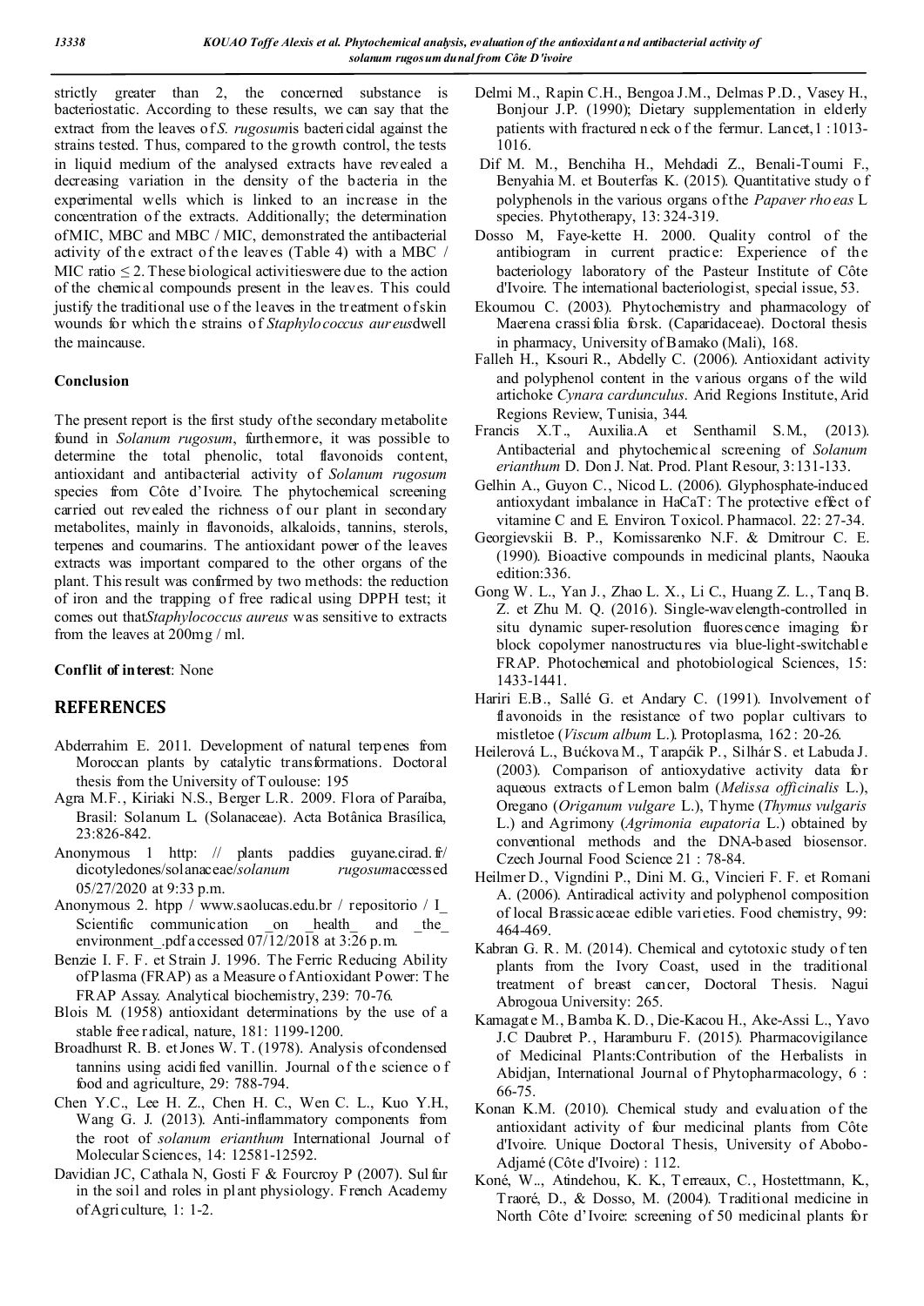strictly greater than 2, the concerned substance is bacteriostatic. According to these results, we can say that the extract from the leaves of *S. rugosum*is bactericidal against the strains tested. Thus, compared to the growth control, the tests in liquid medium of the analysed extracts have revealed a decreasing variation in the density of the bacteria in the experimental wells which is linked to an increase in the concentration of the extracts. Additionally; the determination of MIC, MBC and MBC / MIC, demonstrated the antibacterial activity of the extract of the leaves (Table 4) with a MBC / MIC ratio ≤ 2. These biological activitieswere due to the action of the chemical compounds present in the leaves. This could justify the traditional use of the leaves in the treatment of skin wounds for which the strains of *Staphylococcus aureus*dwell the maincause.

## Conclusion

The present report is the first study of the secondary metabolite found in *Solanum rugosum*, furthermore, it was possible to determine the total phenolic, total flavonoids content, antioxidant and antibacterial activity of *Solanum rugosum* species from Côte d'Ivoire. The phytochemical screening carried out revealed the richness of our plant in secondary metabolites, mainly in flavonoids, alkaloids, tannins, sterols, terpenes and coumarins. The antioxidant power of the leaves extracts was important compared to the other organs of the plant. This result was confirmed by two methods: the reduction of iron and the trapping of free radical using DPPH test; it comes out that*Staphylococcus aureus* was sensitive to extracts from the leaves at 200mg / ml.

**Conflit of interest**: None

## REFERENCES

- Abderrahim E. 2011. Development of natural terpenes from Moroccan plants by catalytic transformations. Doctoral thesis from the University of Toulouse: 195
- Agra M.F., Kiriaki N.S., Berger L.R. 2009. Flora of Paraíba, Brasil: Solanum L. (Solanaceae). Acta Botânica Brasílica, 23:826-842.
- Anonymous 1 http: // plants paddies guyane.cirad.fr/ dicotyledones/solanaceae/*solanum rugosum*accessed 05/27/2020 at 9:33 p.m.
- Anonymous 2. htpp / www.saolucas.edu.br / repositorio / I_ Scientific communication _on _health_ and _the_ environment_.pdf accessed 07/12/2018 at 3:26 p.m.
- Benzie I. F. F. et Strain J. 1996. The Ferric Reducing Ability of Plasma (FRAP) as a Measure of Antioxidant Power: The FRAP Assay. Analytical biochemistry, 239: 70-76.
- Blois M. (1958) antioxidant determinations by the use of a stable free radical, nature, 181: 1199-1200.
- Broadhurst R. B. et Jones W. T. (1978). Analysis of condensed tannins using acidified vanillin. Journal of the science of food and agriculture, 29: 788-794.
- Chen Y.C., Lee H. Z., Chen H. C., Wen C. L., Kuo Y.H., Wang G. J. (2013). Anti-inflammatory components from the root of *solanum erianthum* International Journal of Molecular Sciences, 14: 12581-12592.
- Davidian JC, Cathala N, Gosti F & Fourcroy P (2007). Sulfur in the soil and roles in plant physiology. French Academy of Agriculture, 1: 1-2.
- Delmi M., Rapin C.H., Bengoa J.M., Delmas P.D., Vasey H., Bonjour J.P. (1990); Dietary supplementation in elderly patients with fractured neck of the fermur. Lancet,1 :1013-1016.
- Dif M. M., Benchiha H., Mehdadi Z., Benali-Toumi F., Benyahia M. et Bouterfas K. (2015). Quantitative study of polyphenols in the various organs of the *Papaver rhoeas* L species. Phytotherapy, 13: 324-319.
- Dosso M, Faye-kette H. 2000. Quality control of the antibiogram in current practice: Experience of the bacteriology laboratory of the Pasteur Institute of Côte d'Ivoire. The international bacteriologist, special issue, 53.
- Ekoumou C. (2003). Phytochemistry and pharmacology of Maerena crassifolia forsk. (Caparidaceae). Doctoral thesis in pharmacy, University of Bamako (Mali), 168.
- Falleh H., Ksouri R., Abdelly C. (2006). Antioxidant activity and polyphenol content in the various organs of the wild artichoke *Cynara cardunculus*. Arid Regions Institute, Arid Regions Review, Tunisia, 344.
- Francis X.T., Auxilia.A et Senthamil S.M., (2013). Antibacterial and phytochemical screening of *Solanum erianthum* D. Don J. Nat. Prod. Plant Resour, 3:131-133.
- Gelhin A., Guyon C., Nicod L. (2006). Glyphosphate-induced antioxydant imbalance in HaCaT: The protective effect of vitamine C and E. Environ. Toxicol. Pharmacol. 22: 27-34.
- Georgievskii B. P., Komissarenko N.F. & Dmitrour C. E. (1990). Bioactive compounds in medicinal plants, Naouka edition:336.
- Gong W. L., Yan J., Zhao L. X., Li C., Huang Z. L., Tanq B. Z. et Zhu M. Q. (2016). Single-wavelength-controlled in situ dynamic super-resolution fluorescence imaging for block copolymer nanostructures via blue-light-switchable FRAP. Photochemical and photobiological Sciences, 15: 1433-1441.
- Hariri E.B., Sallé G. et Andary C. (1991). Involvement of flavonoids in the resistance of two poplar cultivars to mistletoe (*Viscum album* L.). Protoplasma, 162 : 20-26.
- Heilerová L., Bućkova M., Tarapćik P., Silhár S. et Labuda J. (2003). Comparison of antioxydative activity data for aqueous extracts of Lemon balm (*Melissa officinalis* L.), Oregano (*Origanum vulgare* L.), Thyme (*Thymus vulgaris* L.) and Agrimony (*Agrimonia eupatoria* L.) obtained by conventional methods and the DNA-based biosensor. Czech Journal Food Science 21 : 78-84.
- Heilmer D., Vigndini P., Dini M. G., Vincieri F. F. et Romani A. (2006). Antiradical activity and polyphenol composition of local Brassicaceae edible varieties. Food chemistry, 99: 464-469.
- Kabran G. R. M. (2014). Chemical and cytotoxic study of ten plants from the Ivory Coast, used in the traditional treatment of breast cancer, Doctoral Thesis. Nagui Abrogoua University: 265.
- Kamagate M., Bamba K. D., Die-Kacou H., Ake-Assi L., Yavo J.C Daubret P., Haramburu F. (2015). Pharmacovigilance of Medicinal Plants:Contribution of the Herbalists in Abidjan, International Journal of Phytopharmacology, 6 : 66-75.
- Konan K.M. (2010). Chemical study and evaluation of the antioxidant activity of four medicinal plants from Côte d'Ivoire. Unique Doctoral Thesis, University of Abobo-Adjamé (Côte d'Ivoire) : 112.
- Koné, W.., Atindehou, K. K., Terreaux, C., Hostettmann, K., Traoré, D., & Dosso, M. (2004). Traditional medicine in North Côte d'Ivoire: screening of 50 medicinal plants for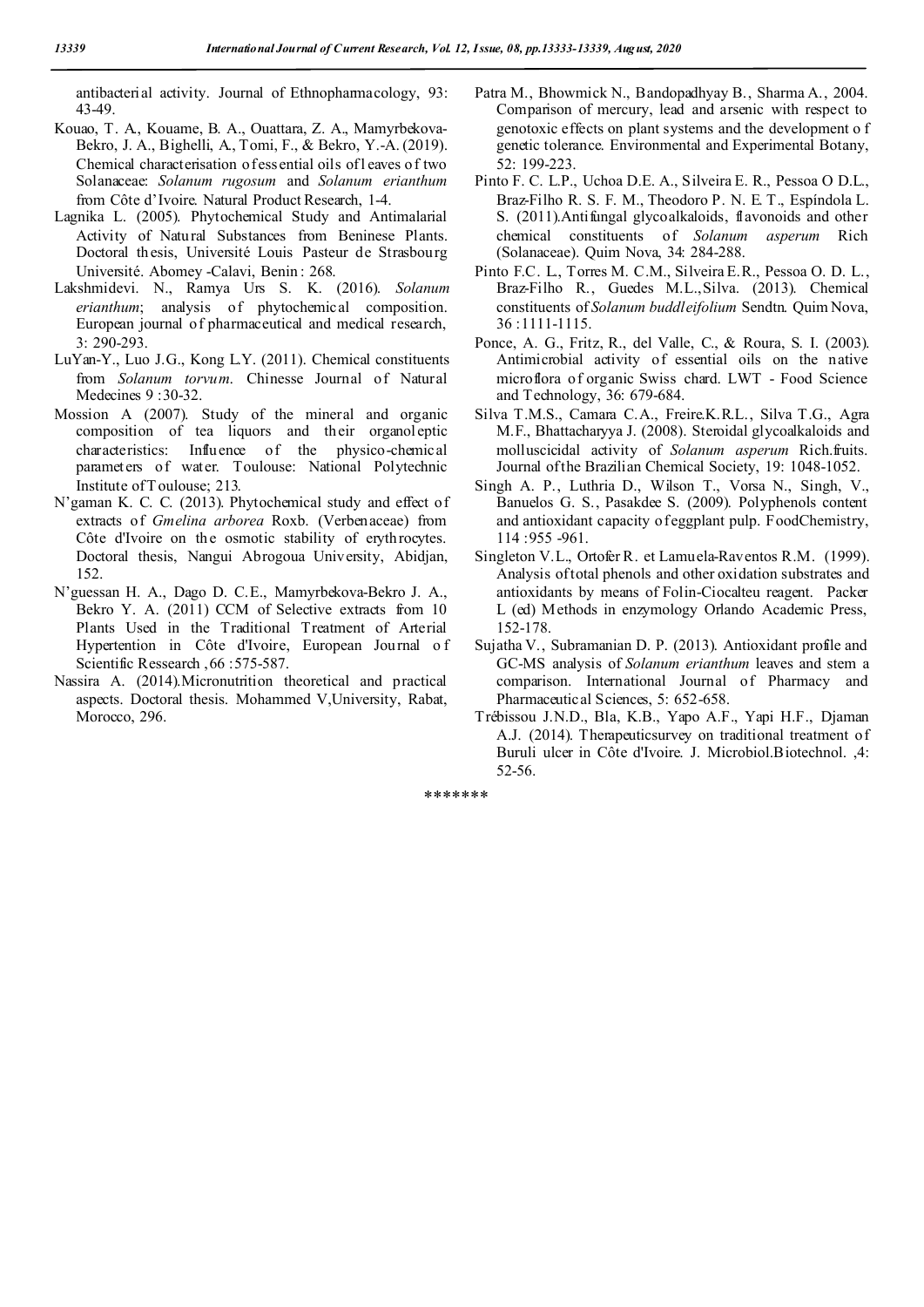antibacterial activity. Journal of Ethnopharmacology, 93: 43-49.

Kouao, T. A., Kouame, B. A., Ouattara, Z. A., Mamyrbekova-Bekro, J. A., Bighelli, A., Tomi, F., & Bekro, Y.-A. (2019). Chemical characterisation of essential oils of leaves of two Solanaceae: *Solanum rugosum* and *Solanum erianthum* from Côte d'Ivoire. Natural Product Research, 1-4.

Lagnika L. (2005). Phytochemical Study and Antimalarial Activity of Natural Substances from Beninese Plants. Doctoral thesis, Université Louis Pasteur de Strasbourg Université. Abomey -Calavi, Benin: 268.

Lakshmidevi. N., Ramya Urs S. K. (2016). *Solanum erianthum*; analysis of phytochemical composition. European journal of pharmaceutical and medical research, 3: 290-293.

LuYan-Y., Luo J.G., Kong L.Y. (2011). Chemical constituents from *Solanum torvum*. Chinesse Journal of Natural Medecines 9 :30-32.

Mossion A (2007). Study of the mineral and organic composition of tea liquors and their organoleptic characteristics: Influence of the physico-chemical parameters of water. Toulouse: National Polytechnic Institute of Toulouse; 213.

N'gaman K. C. C. (2013). Phytochemical study and effect of extracts of *Gmelina arborea* Roxb. (Verbenaceae) from Côte d'Ivoire on the osmotic stability of erythrocytes. Doctoral thesis, Nangui Abrogoua University, Abidjan, 152.

N'guessan H. A., Dago D. C.E., Mamyrbekova-Bekro J. A., Bekro Y. A. (2011) CCM of Selective extracts from 10 Plants Used in the Traditional Treatment of Arterial Hypertention in Côte d'Ivoire, European Journal of Scientific Ressearch ,66 :575-587.

Nassira A. (2014).Micronutrition theoretical and practical aspects. Doctoral thesis. Mohammed V,University, Rabat, Morocco, 296.

Patra M., Bhowmick N., Bandopadhyay B., Sharma A., 2004. Comparison of mercury, lead and arsenic with respect to genotoxic effects on plant systems and the development of genetic tolerance. Environmental and Experimental Botany, 52: 199-223.

Pinto F. C. L.P., Uchoa D.E. A., Silveira E. R., Pessoa O D.L., Braz-Filho R. S. F. M., Theodoro P. N. E. T., Espíndola L. S. (2011).Antifungal glycoalkaloids, flavonoids and other chemical constituents of *Solanum asperum* Rich (Solanaceae). Quim Nova, 34: 284-288.

Pinto F.C. L., Torres M. C.M., Silveira E.R., Pessoa O. D. L., Braz-Filho R., Guedes M.L.,Silva. (2013). Chemical constituents of *Solanum buddleifolium* Sendtn. Quim Nova, 36 :1111-1115.

Ponce, A. G., Fritz, R., del Valle, C., & Roura, S. I. (2003). Antimicrobial activity of essential oils on the native microflora of organic Swiss chard. LWT - Food Science and Technology, 36: 679-684.

Silva T.M.S., Camara C.A., Freire.K.R.L., Silva T.G., Agra M.F., Bhattacharyya J. (2008). Steroidal glycoalkaloids and molluscicidal activity of *Solanum asperum* Rich.fruits. Journal of the Brazilian Chemical Society, 19: 1048-1052.

Singh A. P., Luthria D., Wilson T., Vorsa N., Singh, V., Banuelos G. S., Pasakdee S. (2009). Polyphenols content and antioxidant capacity of eggplant pulp. FoodChemistry, 114 :955 -961.

Singleton V.L., Ortofer R. et Lamuela-Raventos R.M. (1999). Analysis of total phenols and other oxidation substrates and antioxidants by means of Folin-Ciocalteu reagent. Packer L (ed) Methods in enzymology Orlando Academic Press, 152-178.

Sujatha V., Subramanian D. P. (2013). Antioxidant profile and GC-MS analysis of *Solanum erianthum* leaves and stem a comparison. International Journal of Pharmacy and Pharmaceutical Sciences, 5: 652-658.

Trébissou J.N.D., Bla, K.B., Yapo A.F., Yapi H.F., Djaman A.J. (2014). Therapeuticsurvey on traditional treatment of Buruli ulcer in Côte d'Ivoire. J. Microbiol.Biotechnol. ,4: 52-56.

*******